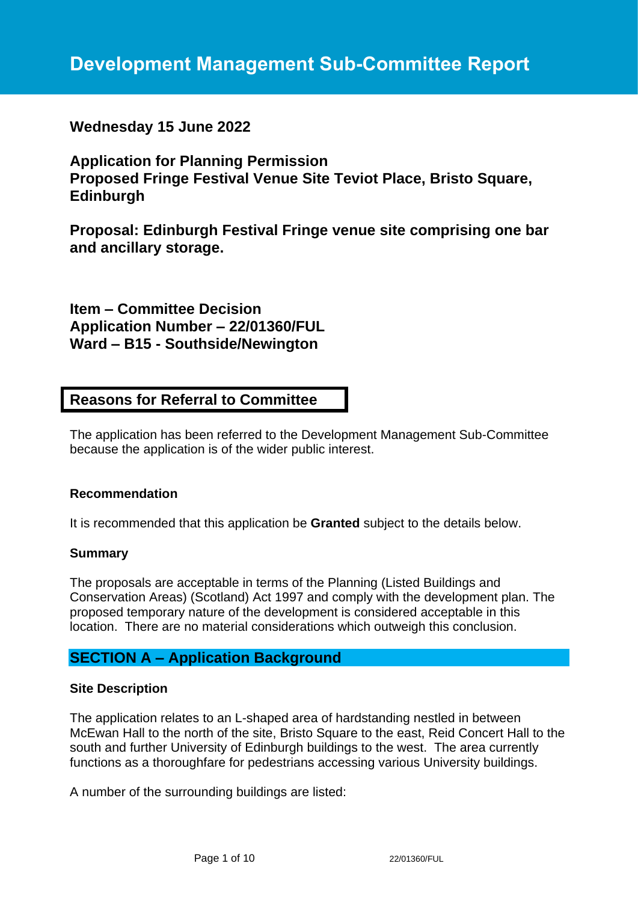# Development Management Sub-Committee Report

**Wednesday 15 June 2022**

**Application for Planning Permission**
**Proposed Fringe Festival Venue Site Teviot Place, Bristo Square, Edinburgh**

**Proposal: Edinburgh Festival Fringe venue site comprising one bar and ancillary storage.**

**Item – Committee Decision**
**Application Number – 22/01360/FUL**
**Ward – B15 - Southside/Newington**

## Reasons for Referral to Committee

The application has been referred to the Development Management Sub-Committee because the application is of the wider public interest.

### Recommendation

It is recommended that this application be **Granted** subject to the details below.

### Summary

The proposals are acceptable in terms of the Planning (Listed Buildings and Conservation Areas) (Scotland) Act 1997 and comply with the development plan. The proposed temporary nature of the development is considered acceptable in this location. There are no material considerations which outweigh this conclusion.

## SECTION A – Application Background

### Site Description

The application relates to an L-shaped area of hardstanding nestled in between McEwan Hall to the north of the site, Bristo Square to the east, Reid Concert Hall to the south and further University of Edinburgh buildings to the west. The area currently functions as a thoroughfare for pedestrians accessing various University buildings.

A number of the surrounding buildings are listed: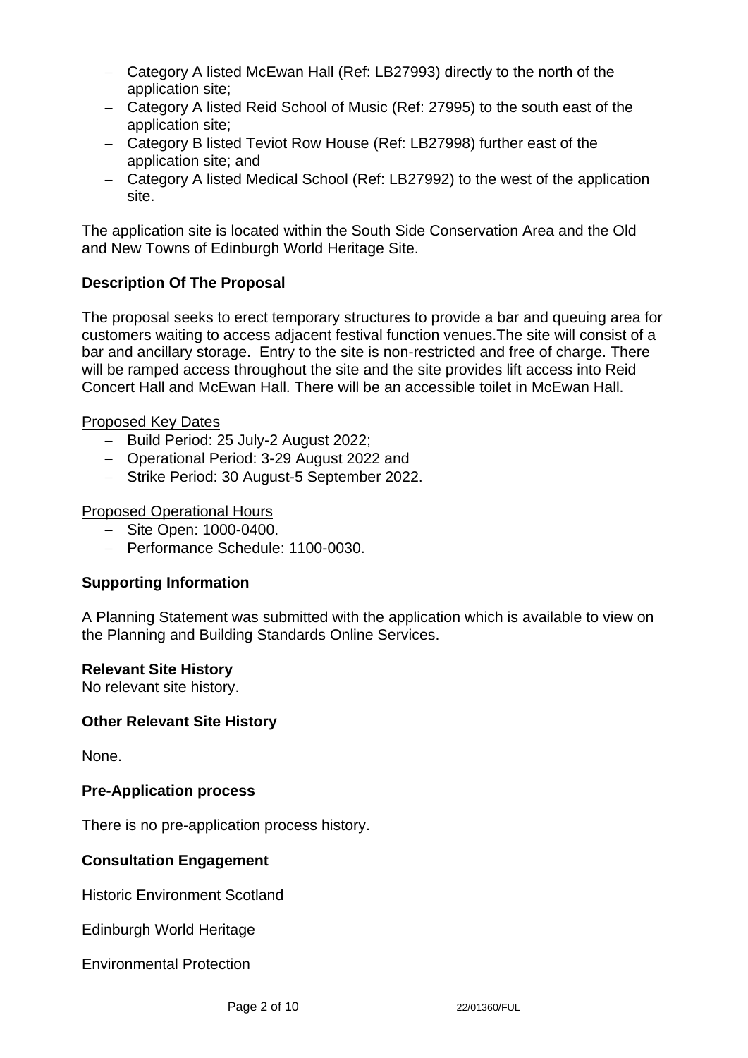- Category A listed McEwan Hall (Ref: LB27993) directly to the north of the application site;
- Category A listed Reid School of Music (Ref: 27995) to the south east of the application site;
- Category B listed Teviot Row House (Ref: LB27998) further east of the application site; and
- Category A listed Medical School (Ref: LB27992) to the west of the application site.

The application site is located within the South Side Conservation Area and the Old and New Towns of Edinburgh World Heritage Site.

**Description Of The Proposal**

The proposal seeks to erect temporary structures to provide a bar and queuing area for customers waiting to access adjacent festival function venues.The site will consist of a bar and ancillary storage. Entry to the site is non-restricted and free of charge. There will be ramped access throughout the site and the site provides lift access into Reid Concert Hall and McEwan Hall. There will be an accessible toilet in McEwan Hall.

Proposed Key Dates

- Build Period: 25 July-2 August 2022;
- Operational Period: 3-29 August 2022 and
- Strike Period: 30 August-5 September 2022.

Proposed Operational Hours

- Site Open: 1000-0400.
- Performance Schedule: 1100-0030.

**Supporting Information**

A Planning Statement was submitted with the application which is available to view on the Planning and Building Standards Online Services.

**Relevant Site History**

No relevant site history.

**Other Relevant Site History**

None.

**Pre-Application process**

There is no pre-application process history.

**Consultation Engagement**

Historic Environment Scotland

Edinburgh World Heritage

Environmental Protection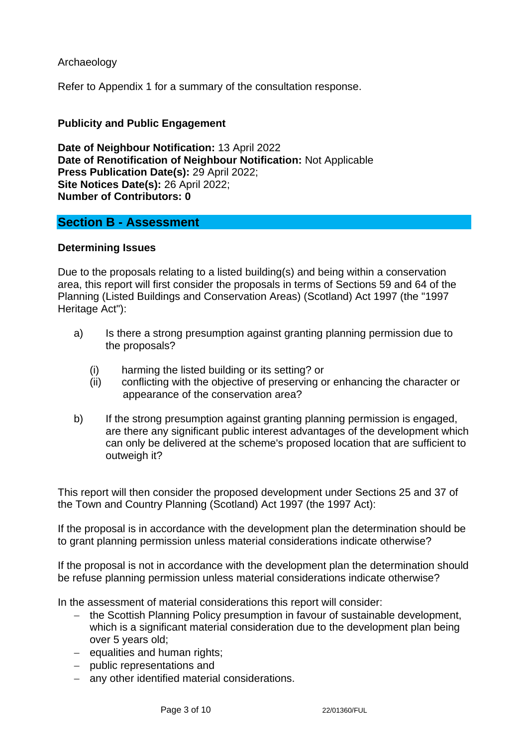Archaeology

Refer to Appendix 1 for a summary of the consultation response.

**Publicity and Public Engagement**

**Date of Neighbour Notification:** 13 April 2022
**Date of Renotification of Neighbour Notification:** Not Applicable
**Press Publication Date(s):** 29 April 2022;
**Site Notices Date(s):** 26 April 2022;
**Number of Contributors: 0**

## Section B - Assessment

**Determining Issues**

Due to the proposals relating to a listed building(s) and being within a conservation area, this report will first consider the proposals in terms of Sections 59 and 64 of the Planning (Listed Buildings and Conservation Areas) (Scotland) Act 1997 (the "1997 Heritage Act"):

a) Is there a strong presumption against granting planning permission due to the proposals?

   (i) harming the listed building or its setting? or
   (ii) conflicting with the objective of preserving or enhancing the character or appearance of the conservation area?

b) If the strong presumption against granting planning permission is engaged, are there any significant public interest advantages of the development which can only be delivered at the scheme's proposed location that are sufficient to outweigh it?

This report will then consider the proposed development under Sections 25 and 37 of the Town and Country Planning (Scotland) Act 1997 (the 1997 Act):

If the proposal is in accordance with the development plan the determination should be to grant planning permission unless material considerations indicate otherwise?

If the proposal is not in accordance with the development plan the determination should be refuse planning permission unless material considerations indicate otherwise?

In the assessment of material considerations this report will consider:

- the Scottish Planning Policy presumption in favour of sustainable development, which is a significant material consideration due to the development plan being over 5 years old;
- equalities and human rights;
- public representations and
- any other identified material considerations.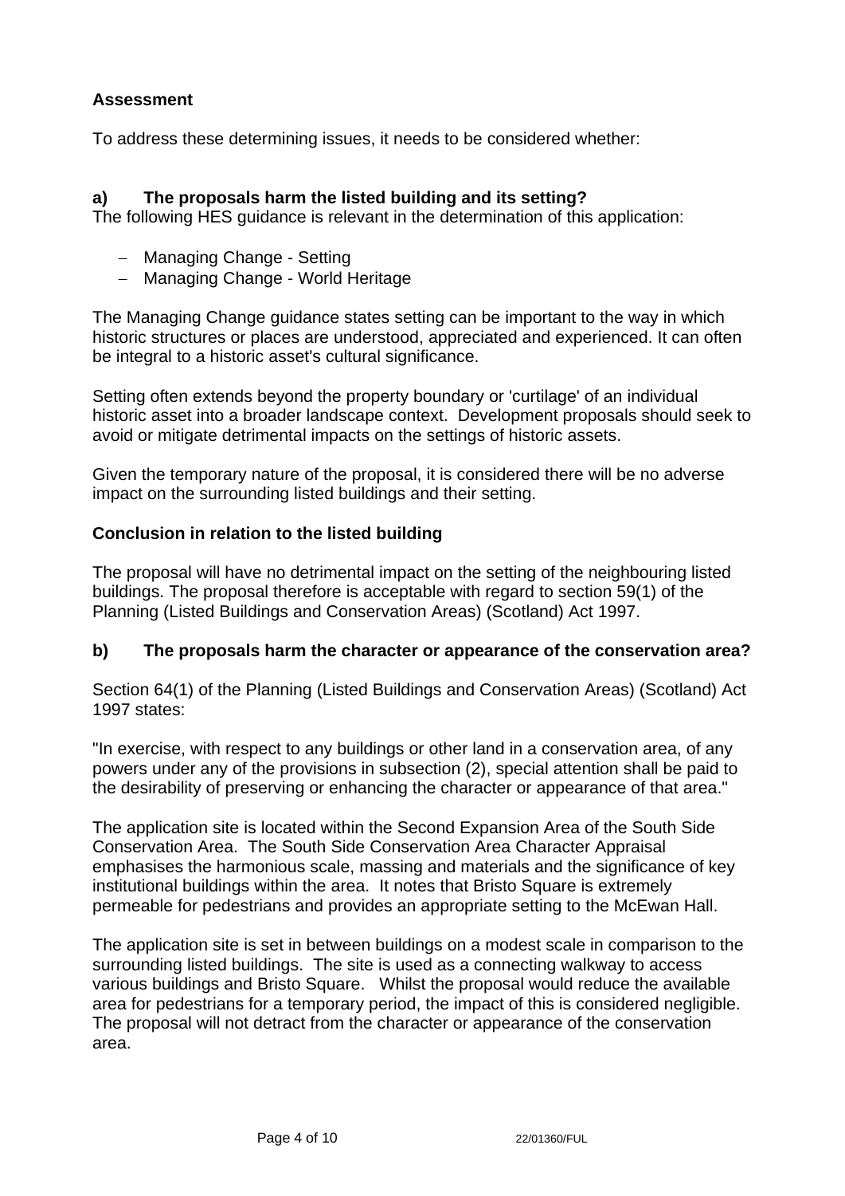**Assessment**

To address these determining issues, it needs to be considered whether:

**a) The proposals harm the listed building and its setting?**

The following HES guidance is relevant in the determination of this application:

- Managing Change - Setting
- Managing Change - World Heritage

The Managing Change guidance states setting can be important to the way in which historic structures or places are understood, appreciated and experienced. It can often be integral to a historic asset's cultural significance.

Setting often extends beyond the property boundary or 'curtilage' of an individual historic asset into a broader landscape context. Development proposals should seek to avoid or mitigate detrimental impacts on the settings of historic assets.

Given the temporary nature of the proposal, it is considered there will be no adverse impact on the surrounding listed buildings and their setting.

**Conclusion in relation to the listed building**

The proposal will have no detrimental impact on the setting of the neighbouring listed buildings. The proposal therefore is acceptable with regard to section 59(1) of the Planning (Listed Buildings and Conservation Areas) (Scotland) Act 1997.

**b) The proposals harm the character or appearance of the conservation area?**

Section 64(1) of the Planning (Listed Buildings and Conservation Areas) (Scotland) Act 1997 states:

"In exercise, with respect to any buildings or other land in a conservation area, of any powers under any of the provisions in subsection (2), special attention shall be paid to the desirability of preserving or enhancing the character or appearance of that area."

The application site is located within the Second Expansion Area of the South Side Conservation Area. The South Side Conservation Area Character Appraisal emphasises the harmonious scale, massing and materials and the significance of key institutional buildings within the area. It notes that Bristo Square is extremely permeable for pedestrians and provides an appropriate setting to the McEwan Hall.

The application site is set in between buildings on a modest scale in comparison to the surrounding listed buildings. The site is used as a connecting walkway to access various buildings and Bristo Square. Whilst the proposal would reduce the available area for pedestrians for a temporary period, the impact of this is considered negligible. The proposal will not detract from the character or appearance of the conservation area.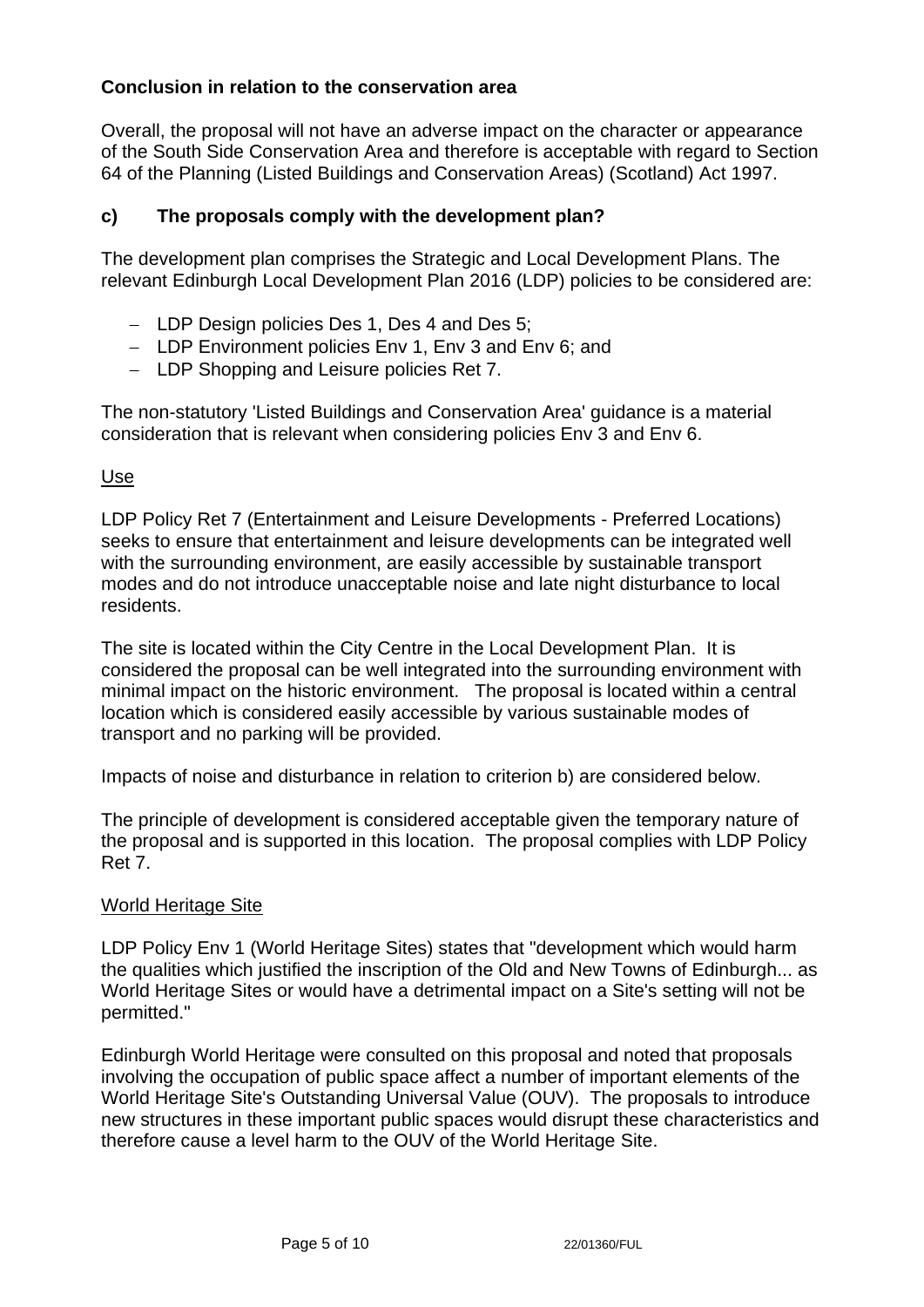**Conclusion in relation to the conservation area**

Overall, the proposal will not have an adverse impact on the character or appearance of the South Side Conservation Area and therefore is acceptable with regard to Section 64 of the Planning (Listed Buildings and Conservation Areas) (Scotland) Act 1997.

**c) The proposals comply with the development plan?**

The development plan comprises the Strategic and Local Development Plans. The relevant Edinburgh Local Development Plan 2016 (LDP) policies to be considered are:

- LDP Design policies Des 1, Des 4 and Des 5;
- LDP Environment policies Env 1, Env 3 and Env 6; and
- LDP Shopping and Leisure policies Ret 7.

The non-statutory 'Listed Buildings and Conservation Area' guidance is a material consideration that is relevant when considering policies Env 3 and Env 6.

Use

LDP Policy Ret 7 (Entertainment and Leisure Developments - Preferred Locations) seeks to ensure that entertainment and leisure developments can be integrated well with the surrounding environment, are easily accessible by sustainable transport modes and do not introduce unacceptable noise and late night disturbance to local residents.

The site is located within the City Centre in the Local Development Plan. It is considered the proposal can be well integrated into the surrounding environment with minimal impact on the historic environment. The proposal is located within a central location which is considered easily accessible by various sustainable modes of transport and no parking will be provided.

Impacts of noise and disturbance in relation to criterion b) are considered below.

The principle of development is considered acceptable given the temporary nature of the proposal and is supported in this location. The proposal complies with LDP Policy Ret 7.

World Heritage Site

LDP Policy Env 1 (World Heritage Sites) states that "development which would harm the qualities which justified the inscription of the Old and New Towns of Edinburgh... as World Heritage Sites or would have a detrimental impact on a Site's setting will not be permitted."

Edinburgh World Heritage were consulted on this proposal and noted that proposals involving the occupation of public space affect a number of important elements of the World Heritage Site's Outstanding Universal Value (OUV). The proposals to introduce new structures in these important public spaces would disrupt these characteristics and therefore cause a level harm to the OUV of the World Heritage Site.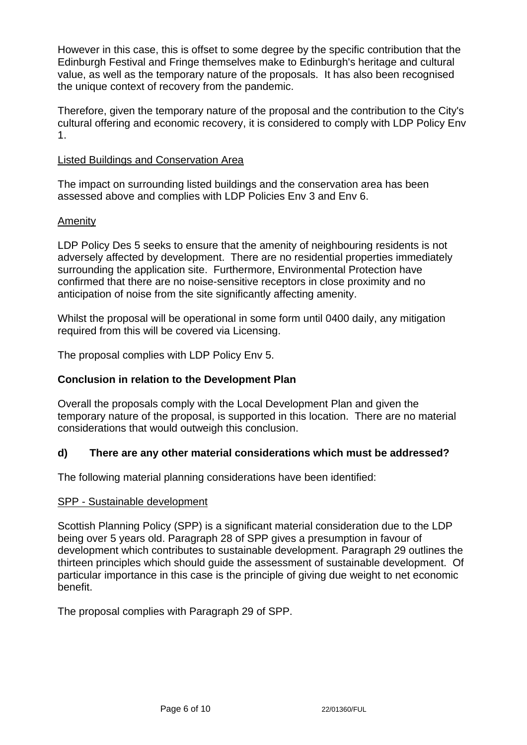However in this case, this is offset to some degree by the specific contribution that the Edinburgh Festival and Fringe themselves make to Edinburgh's heritage and cultural value, as well as the temporary nature of the proposals. It has also been recognised the unique context of recovery from the pandemic.

Therefore, given the temporary nature of the proposal and the contribution to the City's cultural offering and economic recovery, it is considered to comply with LDP Policy Env 1.

Listed Buildings and Conservation Area

The impact on surrounding listed buildings and the conservation area has been assessed above and complies with LDP Policies Env 3 and Env 6.

Amenity

LDP Policy Des 5 seeks to ensure that the amenity of neighbouring residents is not adversely affected by development. There are no residential properties immediately surrounding the application site. Furthermore, Environmental Protection have confirmed that there are no noise-sensitive receptors in close proximity and no anticipation of noise from the site significantly affecting amenity.

Whilst the proposal will be operational in some form until 0400 daily, any mitigation required from this will be covered via Licensing.

The proposal complies with LDP Policy Env 5.

**Conclusion in relation to the Development Plan**

Overall the proposals comply with the Local Development Plan and given the temporary nature of the proposal, is supported in this location. There are no material considerations that would outweigh this conclusion.

**d) There are any other material considerations which must be addressed?**

The following material planning considerations have been identified:

SPP - Sustainable development

Scottish Planning Policy (SPP) is a significant material consideration due to the LDP being over 5 years old. Paragraph 28 of SPP gives a presumption in favour of development which contributes to sustainable development. Paragraph 29 outlines the thirteen principles which should guide the assessment of sustainable development. Of particular importance in this case is the principle of giving due weight to net economic benefit.

The proposal complies with Paragraph 29 of SPP.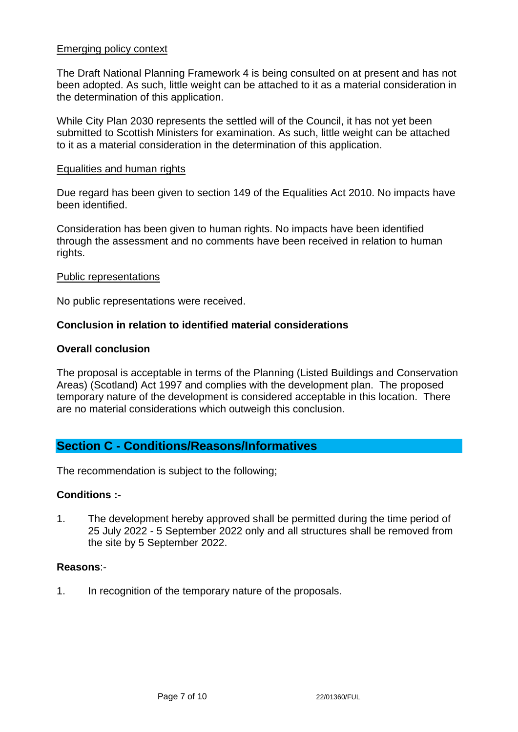Emerging policy context

The Draft National Planning Framework 4 is being consulted on at present and has not been adopted. As such, little weight can be attached to it as a material consideration in the determination of this application.

While City Plan 2030 represents the settled will of the Council, it has not yet been submitted to Scottish Ministers for examination. As such, little weight can be attached to it as a material consideration in the determination of this application.

Equalities and human rights

Due regard has been given to section 149 of the Equalities Act 2010. No impacts have been identified.

Consideration has been given to human rights. No impacts have been identified through the assessment and no comments have been received in relation to human rights.

Public representations

No public representations were received.

**Conclusion in relation to identified material considerations**

**Overall conclusion**

The proposal is acceptable in terms of the Planning (Listed Buildings and Conservation Areas) (Scotland) Act 1997 and complies with the development plan. The proposed temporary nature of the development is considered acceptable in this location. There are no material considerations which outweigh this conclusion.

## Section C - Conditions/Reasons/Informatives

The recommendation is subject to the following;

**Conditions :-**

1. The development hereby approved shall be permitted during the time period of 25 July 2022 - 5 September 2022 only and all structures shall be removed from the site by 5 September 2022.

**Reasons**:-

1. In recognition of the temporary nature of the proposals.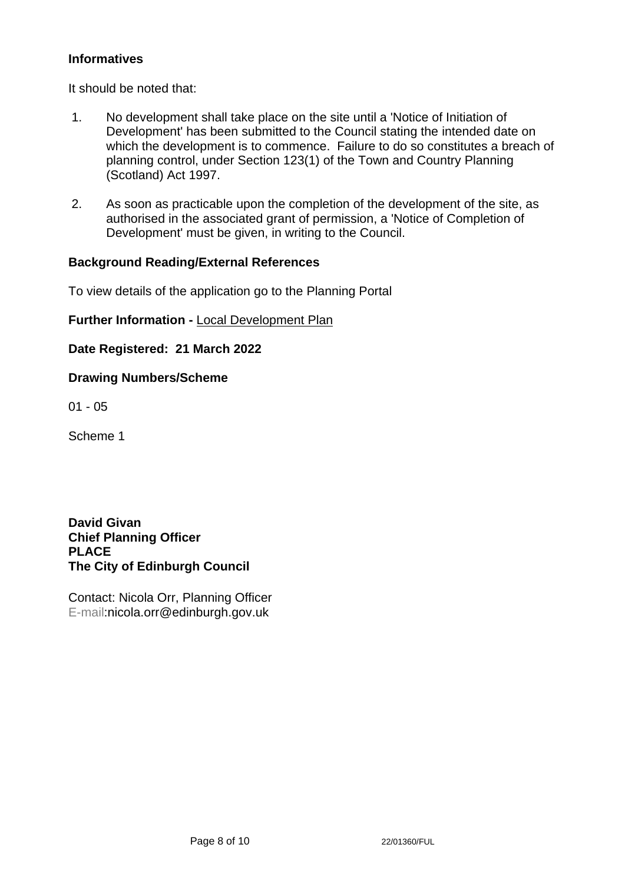**Informatives**

It should be noted that:

1. No development shall take place on the site until a 'Notice of Initiation of Development' has been submitted to the Council stating the intended date on which the development is to commence. Failure to do so constitutes a breach of planning control, under Section 123(1) of the Town and Country Planning (Scotland) Act 1997.

2. As soon as practicable upon the completion of the development of the site, as authorised in the associated grant of permission, a 'Notice of Completion of Development' must be given, in writing to the Council.

**Background Reading/External References**

To view details of the application go to the Planning Portal

**Further Information -** Local Development Plan

**Date Registered: 21 March 2022**

**Drawing Numbers/Scheme**

01 - 05

Scheme 1

**David Givan**
**Chief Planning Officer**
**PLACE**
**The City of Edinburgh Council**

Contact: Nicola Orr, Planning Officer
E-mail:nicola.orr@edinburgh.gov.uk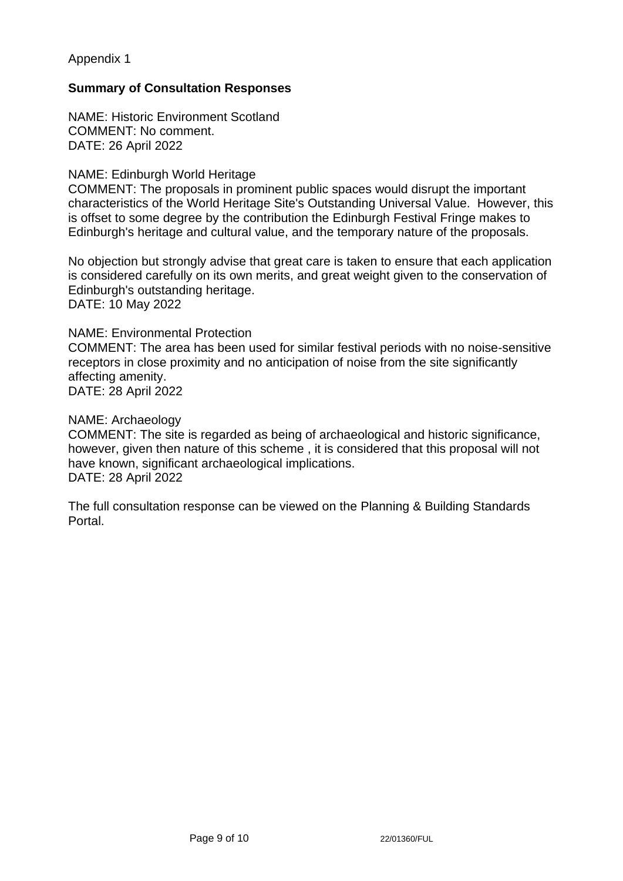Appendix 1

**Summary of Consultation Responses**

NAME: Historic Environment Scotland
COMMENT: No comment.
DATE: 26 April 2022

NAME: Edinburgh World Heritage
COMMENT: The proposals in prominent public spaces would disrupt the important characteristics of the World Heritage Site's Outstanding Universal Value. However, this is offset to some degree by the contribution the Edinburgh Festival Fringe makes to Edinburgh's heritage and cultural value, and the temporary nature of the proposals.

No objection but strongly advise that great care is taken to ensure that each application is considered carefully on its own merits, and great weight given to the conservation of Edinburgh's outstanding heritage.
DATE: 10 May 2022

NAME: Environmental Protection
COMMENT: The area has been used for similar festival periods with no noise-sensitive receptors in close proximity and no anticipation of noise from the site significantly affecting amenity.
DATE: 28 April 2022

NAME: Archaeology
COMMENT: The site is regarded as being of archaeological and historic significance, however, given then nature of this scheme , it is considered that this proposal will not have known, significant archaeological implications.
DATE: 28 April 2022

The full consultation response can be viewed on the Planning & Building Standards Portal.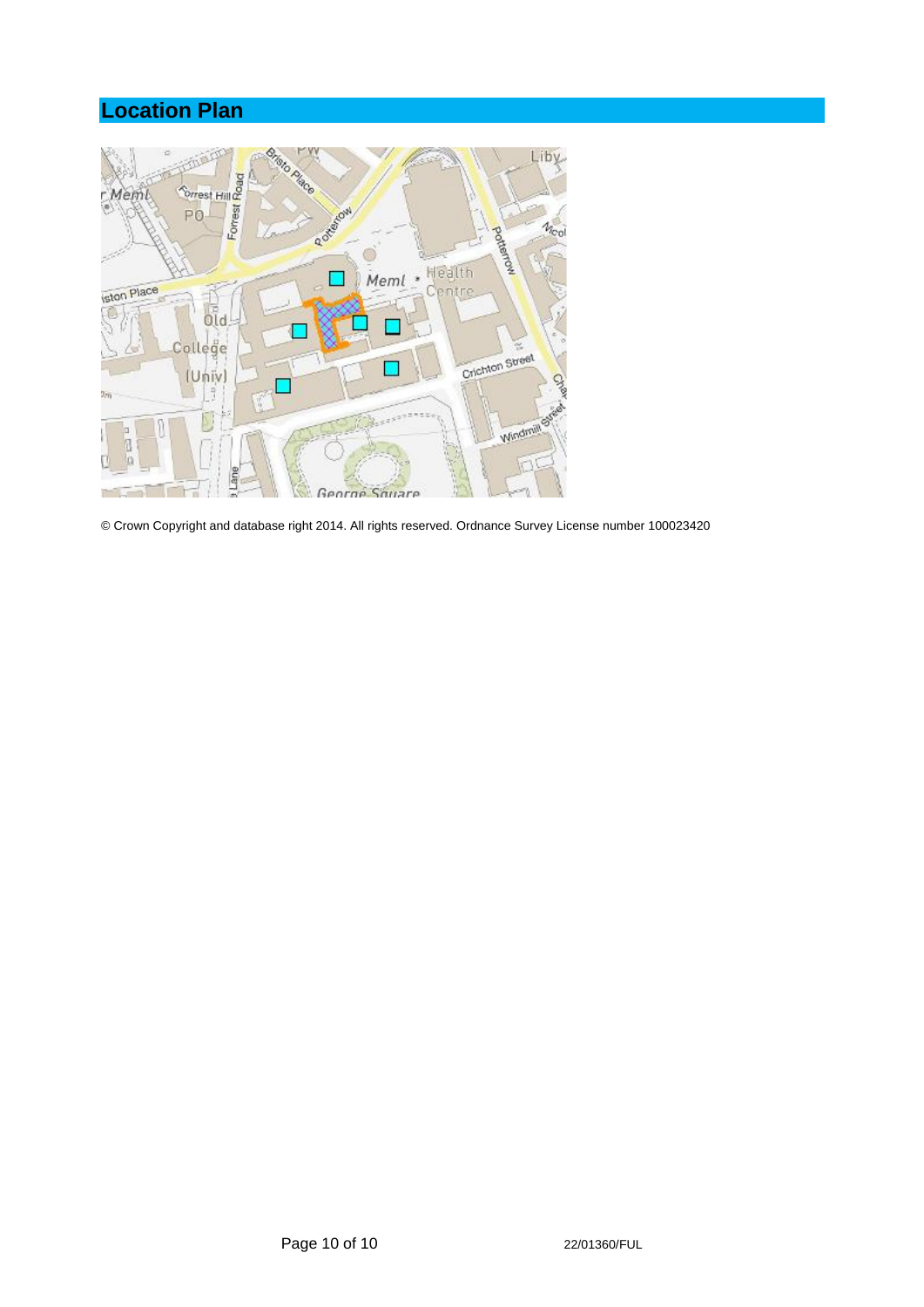## Location Plan

© Crown Copyright and database right 2014. All rights reserved. Ordnance Survey License number 100023420